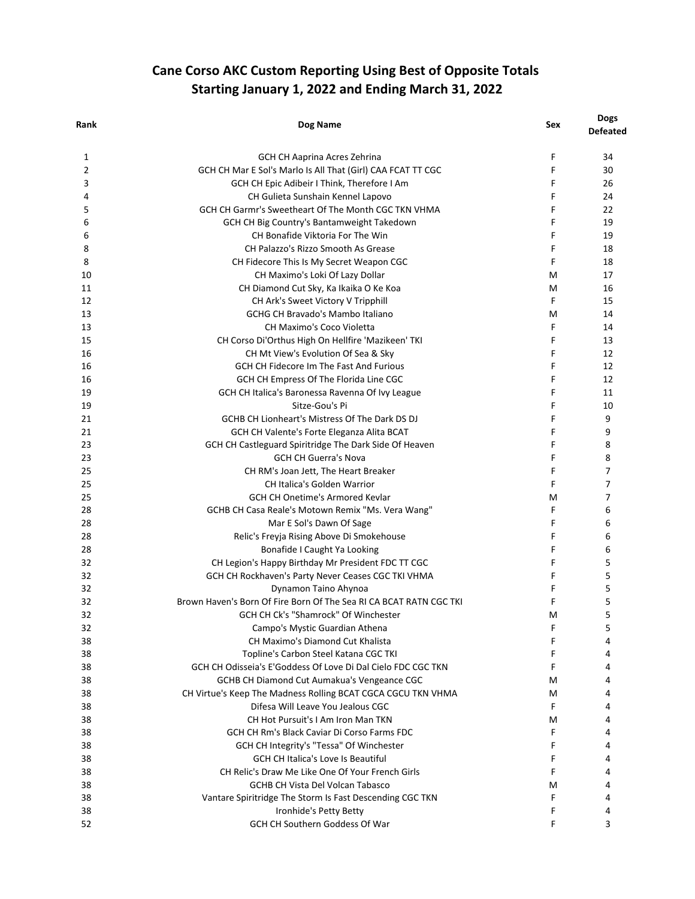# Cane Corso AKC Custom Reporting Using Best of Opposite Totals
# Starting January 1, 2022 and Ending March 31, 2022

| Rank | Dog Name | Sex | Dogs Defeated |
|---|---|---|---|
| 1 | GCH CH Aaprina Acres Zehrina | F | 34 |
| 2 | GCH CH Mar E Sol's Marlo Is All That (Girl) CAA FCAT TT CGC | F | 30 |
| 3 | GCH CH Epic Adibeir I Think, Therefore I Am | F | 26 |
| 4 | CH Gulieta Sunshain Kennel Lapovo | F | 24 |
| 5 | GCH CH Garmr's Sweetheart Of The Month CGC TKN VHMA | F | 22 |
| 6 | GCH CH Big Country's Bantamweight Takedown | F | 19 |
| 6 | CH Bonafide Viktoria For The Win | F | 19 |
| 8 | CH Palazzo's Rizzo Smooth As Grease | F | 18 |
| 8 | CH Fidecore This Is My Secret Weapon CGC | F | 18 |
| 10 | CH Maximo's Loki Of Lazy Dollar | M | 17 |
| 11 | CH Diamond Cut Sky, Ka Ikaika O Ke Koa | M | 16 |
| 12 | CH Ark's Sweet Victory V Tripphill | F | 15 |
| 13 | GCHG CH Bravado's Mambo Italiano | M | 14 |
| 13 | CH Maximo's Coco Violetta | F | 14 |
| 15 | CH Corso Di'Orthus High On Hellfire 'Mazikeen' TKI | F | 13 |
| 16 | CH Mt View's Evolution Of Sea & Sky | F | 12 |
| 16 | GCH CH Fidecore Im The Fast And Furious | F | 12 |
| 16 | GCH CH Empress Of The Florida Line CGC | F | 12 |
| 19 | GCH CH Italica's Baronessa Ravenna Of Ivy League | F | 11 |
| 19 | Sitze-Gou's Pi | F | 10 |
| 21 | GCHB CH Lionheart's Mistress Of The Dark DS DJ | F | 9 |
| 21 | GCH CH Valente's Forte Eleganza Alita BCAT | F | 9 |
| 23 | GCH CH Castleguard Spiritridge The Dark Side Of Heaven | F | 8 |
| 23 | GCH CH Guerra's Nova | F | 8 |
| 25 | CH RM's Joan Jett, The Heart Breaker | F | 7 |
| 25 | CH Italica's Golden Warrior | F | 7 |
| 25 | GCH CH Onetime's Armored Kevlar | M | 7 |
| 28 | GCHB CH Casa Reale's Motown Remix "Ms. Vera Wang" | F | 6 |
| 28 | Mar E Sol's Dawn Of Sage | F | 6 |
| 28 | Relic's Freyja Rising Above Di Smokehouse | F | 6 |
| 28 | Bonafide I Caught Ya Looking | F | 6 |
| 32 | CH Legion's Happy Birthday Mr President FDC TT CGC | F | 5 |
| 32 | GCH CH Rockhaven's Party Never Ceases CGC TKI VHMA | F | 5 |
| 32 | Dynamon Taino Ahynoa | F | 5 |
| 32 | Brown Haven's Born Of Fire Born Of The Sea RI CA BCAT RATN CGC TKI | F | 5 |
| 32 | GCH CH Ck's "Shamrock" Of Winchester | M | 5 |
| 32 | Campo's Mystic Guardian Athena | F | 5 |
| 38 | CH Maximo's Diamond Cut Khalista | F | 4 |
| 38 | Topline's Carbon Steel Katana CGC TKI | F | 4 |
| 38 | GCH CH Odisseia's E'Goddess Of Love Di Dal Cielo FDC CGC TKN | F | 4 |
| 38 | GCHB CH Diamond Cut Aumakua's Vengeance CGC | M | 4 |
| 38 | CH Virtue's Keep The Madness Rolling BCAT CGCA CGCU TKN VHMA | M | 4 |
| 38 | Difesa Will Leave You Jealous CGC | F | 4 |
| 38 | CH Hot Pursuit's I Am Iron Man TKN | M | 4 |
| 38 | GCH CH Rm's Black Caviar Di Corso Farms FDC | F | 4 |
| 38 | GCH CH Integrity's "Tessa" Of Winchester | F | 4 |
| 38 | GCH CH Italica's Love Is Beautiful | F | 4 |
| 38 | CH Relic's Draw Me Like One Of Your French Girls | F | 4 |
| 38 | GCHB CH Vista Del Volcan Tabasco | M | 4 |
| 38 | Vantare Spiritridge The Storm Is Fast Descending CGC TKN | F | 4 |
| 38 | Ironhide's Petty Betty | F | 4 |
| 52 | GCH CH Southern Goddess Of War | F | 3 |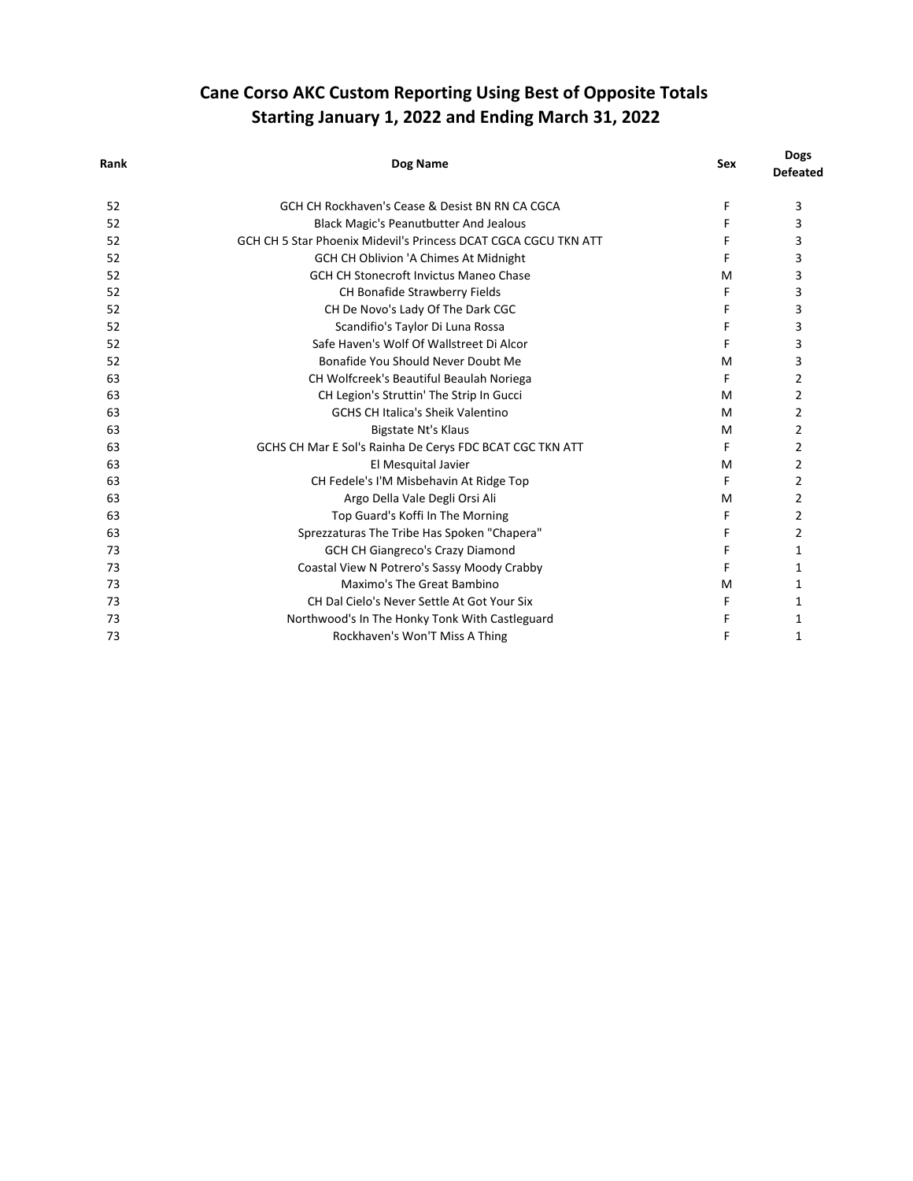# Cane Corso AKC Custom Reporting Using Best of Opposite Totals
# Starting January 1, 2022 and Ending March 31, 2022

| Rank | Dog Name | Sex | Dogs Defeated |
|---|---|---|---|
| 52 | GCH CH Rockhaven's Cease & Desist BN RN CA CGCA | F | 3 |
| 52 | Black Magic's Peanutbutter And Jealous | F | 3 |
| 52 | GCH CH 5 Star Phoenix Midevil's Princess DCAT CGCA CGCU TKN ATT | F | 3 |
| 52 | GCH CH Oblivion 'A Chimes At Midnight | F | 3 |
| 52 | GCH CH Stonecroft Invictus Maneo Chase | M | 3 |
| 52 | CH Bonafide Strawberry Fields | F | 3 |
| 52 | CH De Novo's Lady Of The Dark CGC | F | 3 |
| 52 | Scandifio's Taylor Di Luna Rossa | F | 3 |
| 52 | Safe Haven's Wolf Of Wallstreet Di Alcor | F | 3 |
| 52 | Bonafide You Should Never Doubt Me | M | 3 |
| 63 | CH Wolfcreek's Beautiful Beaulah Noriega | F | 2 |
| 63 | CH Legion's Struttin' The Strip In Gucci | M | 2 |
| 63 | GCHS CH Italica's Sheik Valentino | M | 2 |
| 63 | Bigstate Nt's Klaus | M | 2 |
| 63 | GCHS CH Mar E Sol's Rainha De Cerys FDC BCAT CGC TKN ATT | F | 2 |
| 63 | El Mesquital Javier | M | 2 |
| 63 | CH Fedele's I'M Misbehavin At Ridge Top | F | 2 |
| 63 | Argo Della Vale Degli Orsi Ali | M | 2 |
| 63 | Top Guard's Koffi In The Morning | F | 2 |
| 63 | Sprezzaturas The Tribe Has Spoken "Chapera" | F | 2 |
| 73 | GCH CH Giangreco's Crazy Diamond | F | 1 |
| 73 | Coastal View N Potrero's Sassy Moody Crabby | F | 1 |
| 73 | Maximo's The Great Bambino | M | 1 |
| 73 | CH Dal Cielo's Never Settle At Got Your Six | F | 1 |
| 73 | Northwood's In The Honky Tonk With Castleguard | F | 1 |
| 73 | Rockhaven's Won'T Miss A Thing | F | 1 |